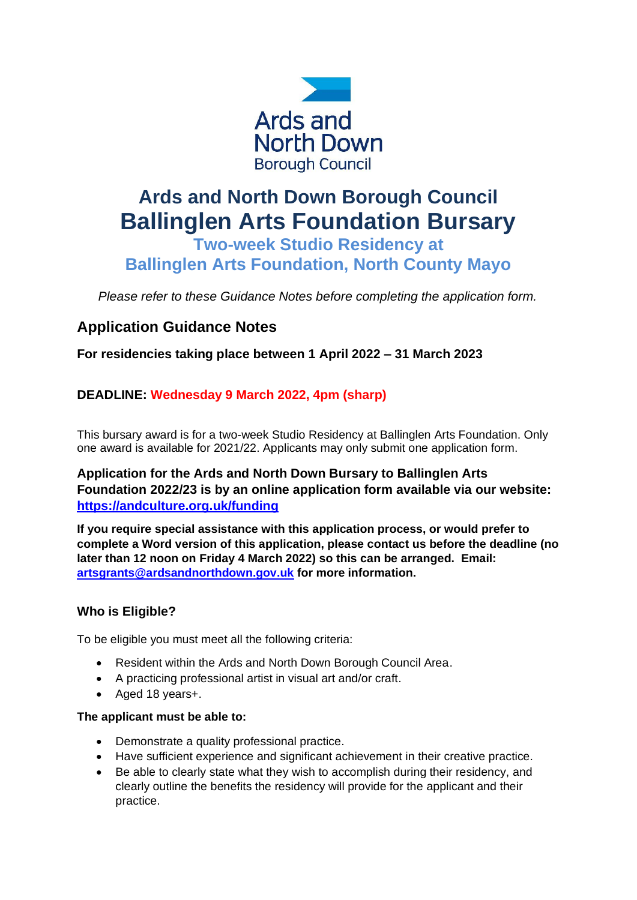Ards and North Down Borough Council

# Ards and North Down Borough Council
# Ballinglen Arts Foundation Bursary

## Two-week Studio Residency at Ballinglen Arts Foundation, North County Mayo

*Please refer to these Guidance Notes before completing the application form.*

## Application Guidance Notes

**For residencies taking place between 1 April 2022 – 31 March 2023**

**DEADLINE: Wednesday 9 March 2022, 4pm (sharp)**

This bursary award is for a two-week Studio Residency at Ballinglen Arts Foundation. Only one award is available for 2021/22. Applicants may only submit one application form.

**Application for the Ards and North Down Bursary to Ballinglen Arts Foundation 2022/23 is by an online application form available via our website: [https://andculture.org.uk/funding](https://andculture.org.uk/funding)**

**If you require special assistance with this application process, or would prefer to complete a Word version of this application, please contact us before the deadline (no later than 12 noon on Friday 4 March 2022) so this can be arranged. Email: [artsgrants@ardsandnorthdown.gov.uk](mailto:artsgrants@ardsandnorthdown.gov.uk) for more information.**

### Who is Eligible?

To be eligible you must meet all the following criteria:

- Resident within the Ards and North Down Borough Council Area.
- A practicing professional artist in visual art and/or craft.
- Aged 18 years+.

**The applicant must be able to:**

- Demonstrate a quality professional practice.
- Have sufficient experience and significant achievement in their creative practice.
- Be able to clearly state what they wish to accomplish during their residency, and clearly outline the benefits the residency will provide for the applicant and their practice.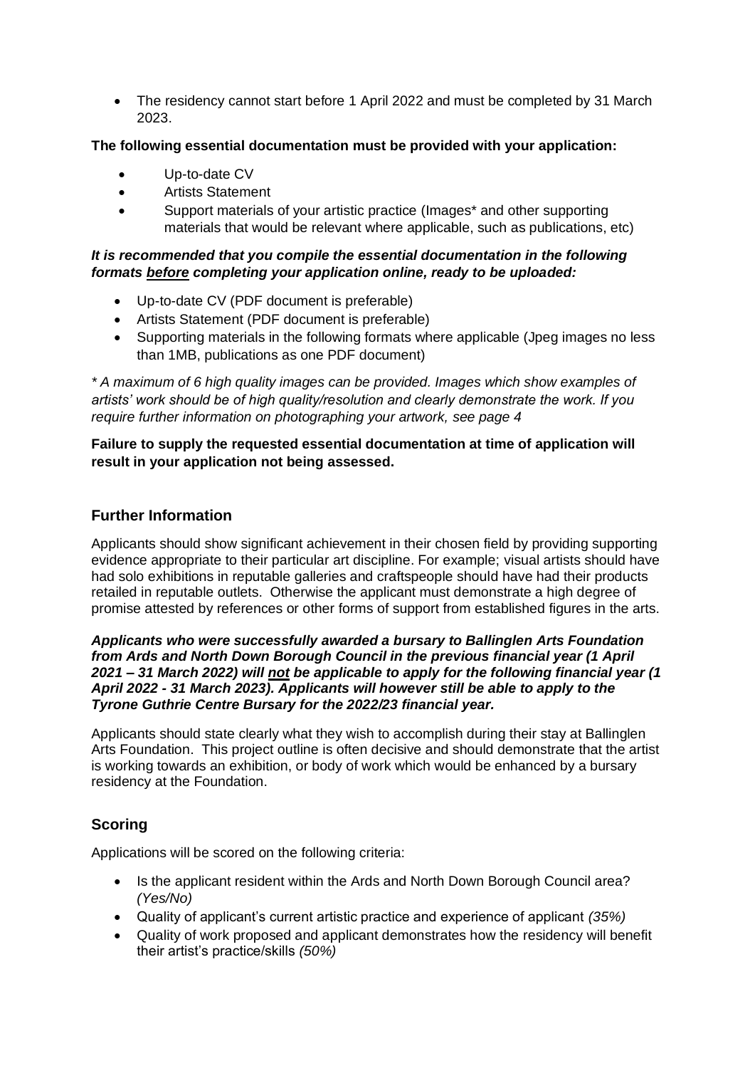- The residency cannot start before 1 April 2022 and must be completed by 31 March 2023.

**The following essential documentation must be provided with your application:**

- Up-to-date CV
- Artists Statement
- Support materials of your artistic practice (Images* and other supporting materials that would be relevant where applicable, such as publications, etc)

***It is recommended that you compile the essential documentation in the following formats <u>before</u> completing your application online, ready to be uploaded:***

- Up-to-date CV (PDF document is preferable)
- Artists Statement (PDF document is preferable)
- Supporting materials in the following formats where applicable (Jpeg images no less than 1MB, publications as one PDF document)

*\* A maximum of 6 high quality images can be provided. Images which show examples of artists' work should be of high quality/resolution and clearly demonstrate the work. If you require further information on photographing your artwork, see page 4*

**Failure to supply the requested essential documentation at time of application will result in your application not being assessed.**

## Further Information

Applicants should show significant achievement in their chosen field by providing supporting evidence appropriate to their particular art discipline. For example; visual artists should have had solo exhibitions in reputable galleries and craftspeople should have had their products retailed in reputable outlets. Otherwise the applicant must demonstrate a high degree of promise attested by references or other forms of support from established figures in the arts.

***Applicants who were successfully awarded a bursary to Ballinglen Arts Foundation from Ards and North Down Borough Council in the previous financial year (1 April 2021 – 31 March 2022) will <u>not</u> be applicable to apply for the following financial year (1 April 2022 - 31 March 2023). Applicants will however still be able to apply to the Tyrone Guthrie Centre Bursary for the 2022/23 financial year.***

Applicants should state clearly what they wish to accomplish during their stay at Ballinglen Arts Foundation. This project outline is often decisive and should demonstrate that the artist is working towards an exhibition, or body of work which would be enhanced by a bursary residency at the Foundation.

## Scoring

Applications will be scored on the following criteria:

- Is the applicant resident within the Ards and North Down Borough Council area? *(Yes/No)*
- Quality of applicant's current artistic practice and experience of applicant *(35%)*
- Quality of work proposed and applicant demonstrates how the residency will benefit their artist's practice/skills *(50%)*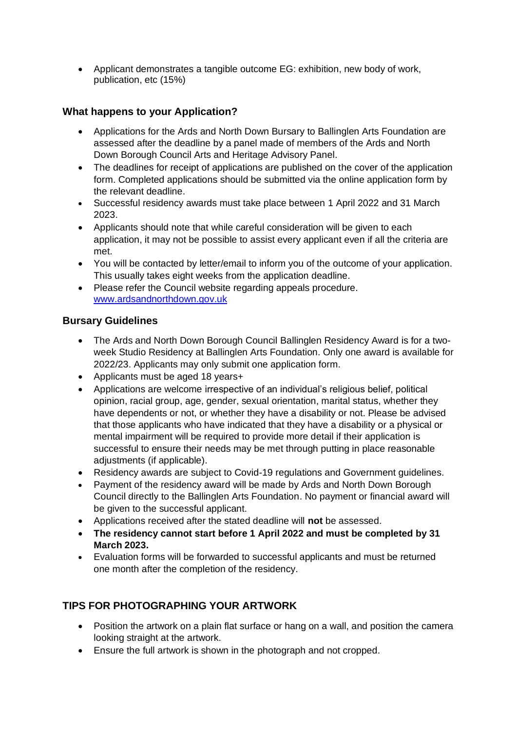- Applicant demonstrates a tangible outcome EG: exhibition, new body of work, publication, etc (15%)

## What happens to your Application?

- Applications for the Ards and North Down Bursary to Ballinglen Arts Foundation are assessed after the deadline by a panel made of members of the Ards and North Down Borough Council Arts and Heritage Advisory Panel.
- The deadlines for receipt of applications are published on the cover of the application form. Completed applications should be submitted via the online application form by the relevant deadline.
- Successful residency awards must take place between 1 April 2022 and 31 March 2023.
- Applicants should note that while careful consideration will be given to each application, it may not be possible to assist every applicant even if all the criteria are met.
- You will be contacted by letter/email to inform you of the outcome of your application. This usually takes eight weeks from the application deadline.
- Please refer the Council website regarding appeals procedure. [www.ardsandnorthdown.gov.uk](http://www.ardsandnorthdown.gov.uk)

## Bursary Guidelines

- The Ards and North Down Borough Council Ballinglen Residency Award is for a two-week Studio Residency at Ballinglen Arts Foundation. Only one award is available for 2022/23. Applicants may only submit one application form.
- Applicants must be aged 18 years+
- Applications are welcome irrespective of an individual's religious belief, political opinion, racial group, age, gender, sexual orientation, marital status, whether they have dependents or not, or whether they have a disability or not. Please be advised that those applicants who have indicated that they have a disability or a physical or mental impairment will be required to provide more detail if their application is successful to ensure their needs may be met through putting in place reasonable adjustments (if applicable).
- Residency awards are subject to Covid-19 regulations and Government guidelines.
- Payment of the residency award will be made by Ards and North Down Borough Council directly to the Ballinglen Arts Foundation. No payment or financial award will be given to the successful applicant.
- Applications received after the stated deadline will **not** be assessed.
- **The residency cannot start before 1 April 2022 and must be completed by 31 March 2023.**
- Evaluation forms will be forwarded to successful applicants and must be returned one month after the completion of the residency.

## TIPS FOR PHOTOGRAPHING YOUR ARTWORK

- Position the artwork on a plain flat surface or hang on a wall, and position the camera looking straight at the artwork.
- Ensure the full artwork is shown in the photograph and not cropped.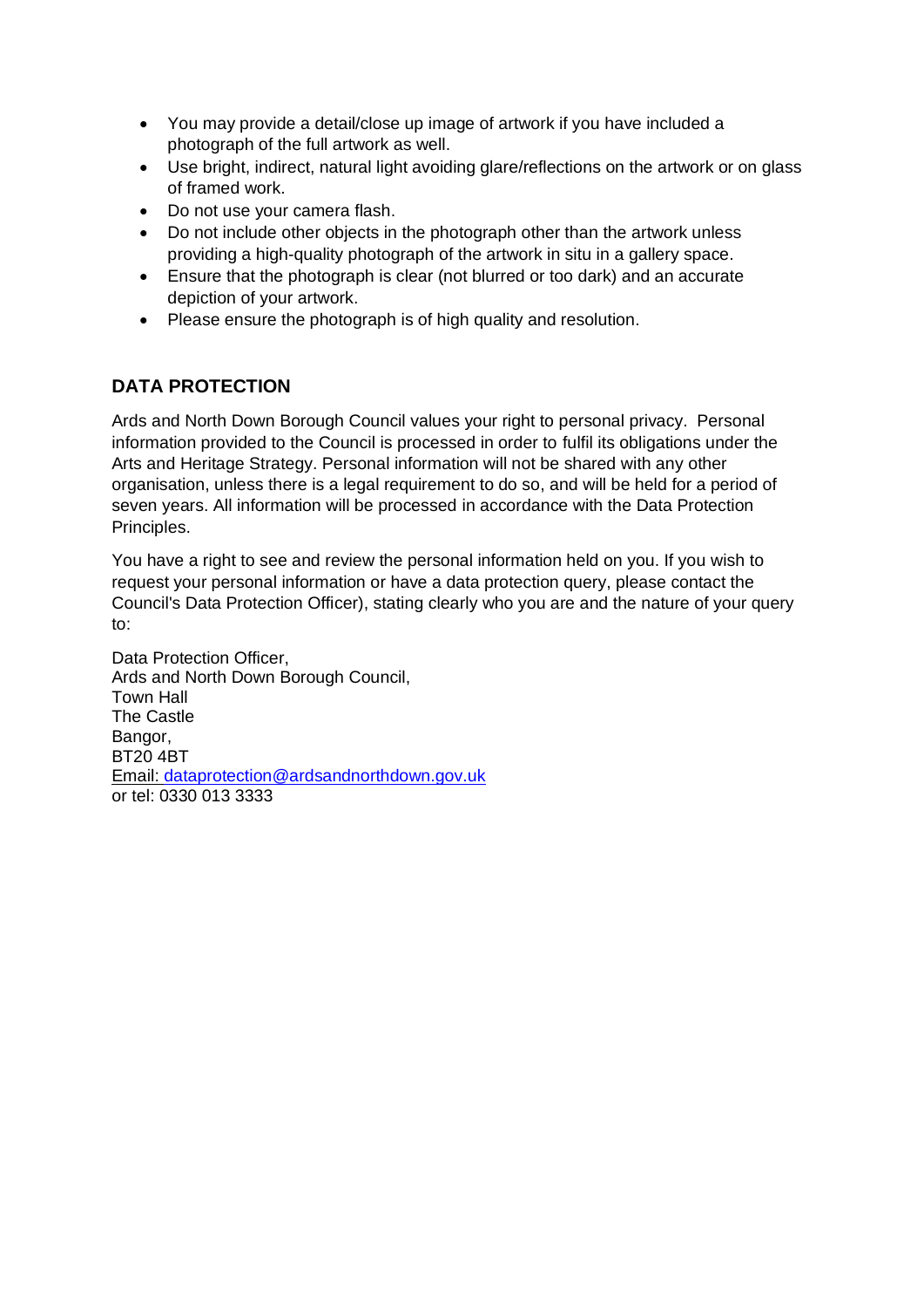- You may provide a detail/close up image of artwork if you have included a photograph of the full artwork as well.
- Use bright, indirect, natural light avoiding glare/reflections on the artwork or on glass of framed work.
- Do not use your camera flash.
- Do not include other objects in the photograph other than the artwork unless providing a high-quality photograph of the artwork in situ in a gallery space.
- Ensure that the photograph is clear (not blurred or too dark) and an accurate depiction of your artwork.
- Please ensure the photograph is of high quality and resolution.

## DATA PROTECTION

Ards and North Down Borough Council values your right to personal privacy. Personal information provided to the Council is processed in order to fulfil its obligations under the Arts and Heritage Strategy. Personal information will not be shared with any other organisation, unless there is a legal requirement to do so, and will be held for a period of seven years. All information will be processed in accordance with the Data Protection Principles.

You have a right to see and review the personal information held on you. If you wish to request your personal information or have a data protection query, please contact the Council's Data Protection Officer), stating clearly who you are and the nature of your query to:

Data Protection Officer,
Ards and North Down Borough Council,
Town Hall
The Castle
Bangor,
BT20 4BT
Email: dataprotection@ardsandnorthdown.gov.uk
or tel: 0330 013 3333